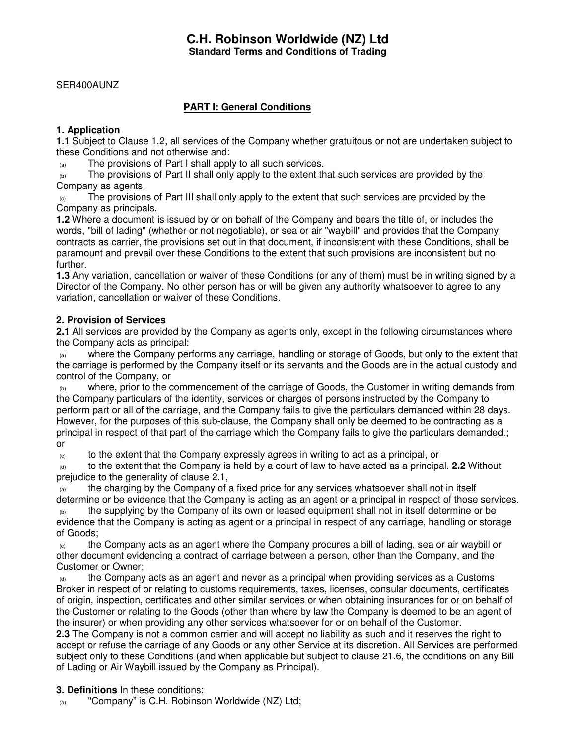# C.H. Robinson Worldwide (NZ) Ltd

**Standard Terms and Conditions of Trading**

SER400AUNZ

## PART I: General Conditions

### 1. Application

**1.1** Subject to Clause 1.2, all services of the Company whether gratuitous or not are undertaken subject to these Conditions and not otherwise and:

(a) The provisions of Part I shall apply to all such services.

(b) The provisions of Part II shall only apply to the extent that such services are provided by the Company as agents.

(c) The provisions of Part III shall only apply to the extent that such services are provided by the Company as principals.

**1.2** Where a document is issued by or on behalf of the Company and bears the title of, or includes the words, "bill of lading" (whether or not negotiable), or sea or air "waybill" and provides that the Company contracts as carrier, the provisions set out in that document, if inconsistent with these Conditions, shall be paramount and prevail over these Conditions to the extent that such provisions are inconsistent but no further.

**1.3** Any variation, cancellation or waiver of these Conditions (or any of them) must be in writing signed by a Director of the Company. No other person has or will be given any authority whatsoever to agree to any variation, cancellation or waiver of these Conditions.

### 2. Provision of Services

**2.1** All services are provided by the Company as agents only, except in the following circumstances where the Company acts as principal:

(a) where the Company performs any carriage, handling or storage of Goods, but only to the extent that the carriage is performed by the Company itself or its servants and the Goods are in the actual custody and control of the Company, or

(b) where, prior to the commencement of the carriage of Goods, the Customer in writing demands from the Company particulars of the identity, services or charges of persons instructed by the Company to perform part or all of the carriage, and the Company fails to give the particulars demanded within 28 days. However, for the purposes of this sub-clause, the Company shall only be deemed to be contracting as a principal in respect of that part of the carriage which the Company fails to give the particulars demanded.; or

(c) to the extent that the Company expressly agrees in writing to act as a principal, or

(d) to the extent that the Company is held by a court of law to have acted as a principal.

**2.2** Without prejudice to the generality of clause 2.1,

(a) the charging by the Company of a fixed price for any services whatsoever shall not in itself determine or be evidence that the Company is acting as an agent or a principal in respect of those services.

(b) the supplying by the Company of its own or leased equipment shall not in itself determine or be evidence that the Company is acting as agent or a principal in respect of any carriage, handling or storage of Goods;

(c) the Company acts as an agent where the Company procures a bill of lading, sea or air waybill or other document evidencing a contract of carriage between a person, other than the Company, and the Customer or Owner;

(d) the Company acts as an agent and never as a principal when providing services as a Customs Broker in respect of or relating to customs requirements, taxes, licenses, consular documents, certificates of origin, inspection, certificates and other similar services or when obtaining insurances for or on behalf of the Customer or relating to the Goods (other than where by law the Company is deemed to be an agent of the insurer) or when providing any other services whatsoever for or on behalf of the Customer.

**2.3** The Company is not a common carrier and will accept no liability as such and it reserves the right to accept or refuse the carriage of any Goods or any other Service at its discretion. All Services are performed subject only to these Conditions (and when applicable but subject to clause 21.6, the conditions on any Bill of Lading or Air Waybill issued by the Company as Principal).

### 3. Definitions

In these conditions:

(a) "Company" is C.H. Robinson Worldwide (NZ) Ltd;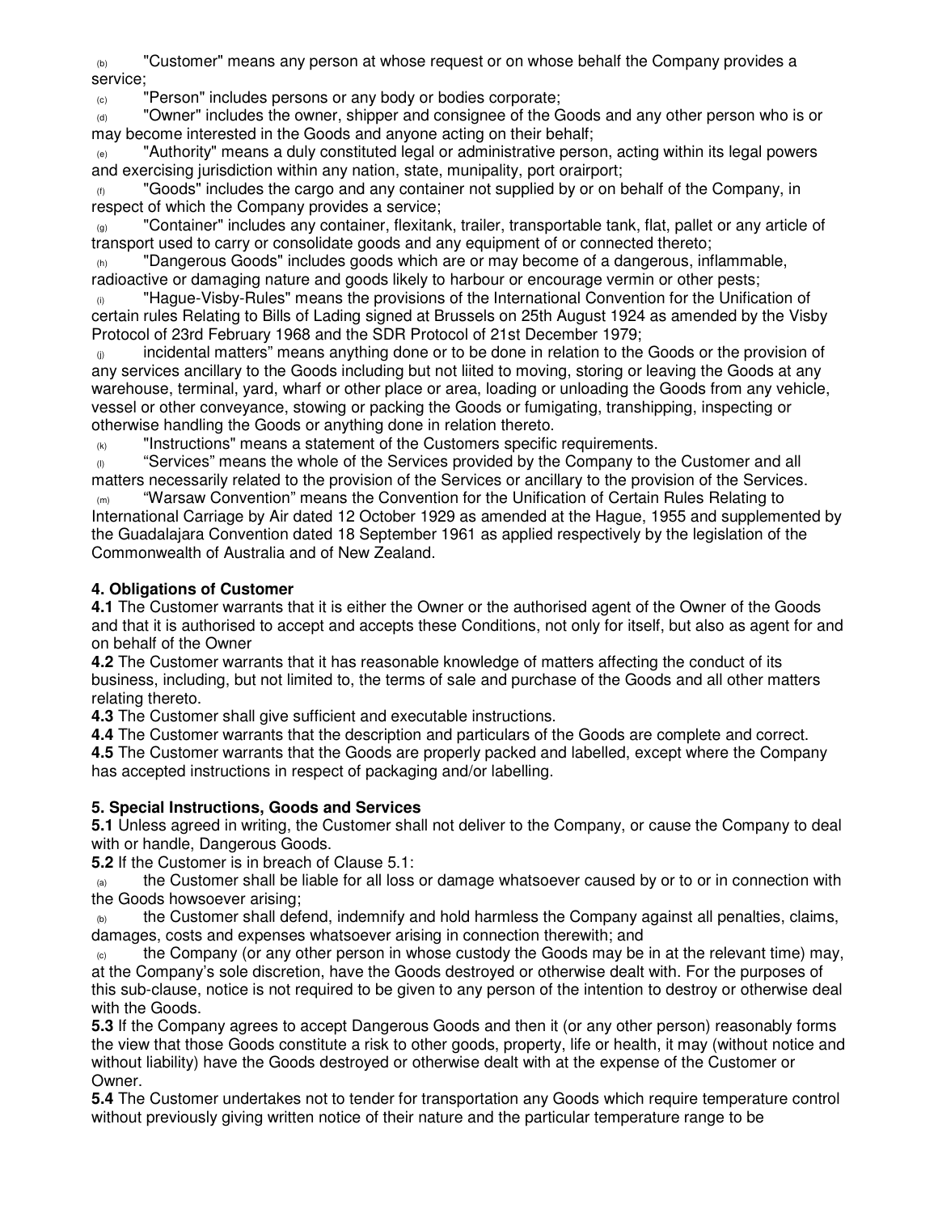(b) "Customer" means any person at whose request or on whose behalf the Company provides a service;

(c) "Person" includes persons or any body or bodies corporate;

(d) "Owner" includes the owner, shipper and consignee of the Goods and any other person who is or may become interested in the Goods and anyone acting on their behalf;

(e) "Authority" means a duly constituted legal or administrative person, acting within its legal powers and exercising jurisdiction within any nation, state, munipality, port orairport;

(f) "Goods" includes the cargo and any container not supplied by or on behalf of the Company, in respect of which the Company provides a service;

(g) "Container" includes any container, flexitank, trailer, transportable tank, flat, pallet or any article of transport used to carry or consolidate goods and any equipment of or connected thereto;

(h) "Dangerous Goods" includes goods which are or may become of a dangerous, inflammable, radioactive or damaging nature and goods likely to harbour or encourage vermin or other pests;

(i) "Hague-Visby-Rules" means the provisions of the International Convention for the Unification of certain rules Relating to Bills of Lading signed at Brussels on 25th August 1924 as amended by the Visby Protocol of 23rd February 1968 and the SDR Protocol of 21st December 1979;

(j) incidental matters" means anything done or to be done in relation to the Goods or the provision of any services ancillary to the Goods including but not liited to moving, storing or leaving the Goods at any warehouse, terminal, yard, wharf or other place or area, loading or unloading the Goods from any vehicle, vessel or other conveyance, stowing or packing the Goods or fumigating, transhipping, inspecting or otherwise handling the Goods or anything done in relation thereto.

(k) "Instructions" means a statement of the Customers specific requirements.

(l) "Services" means the whole of the Services provided by the Company to the Customer and all matters necessarily related to the provision of the Services or ancillary to the provision of the Services.

(m) "Warsaw Convention" means the Convention for the Unification of Certain Rules Relating to International Carriage by Air dated 12 October 1929 as amended at the Hague, 1955 and supplemented by the Guadalajara Convention dated 18 September 1961 as applied respectively by the legislation of the Commonwealth of Australia and of New Zealand.

**4. Obligations of Customer**

**4.1** The Customer warrants that it is either the Owner or the authorised agent of the Owner of the Goods and that it is authorised to accept and accepts these Conditions, not only for itself, but also as agent for and on behalf of the Owner

**4.2** The Customer warrants that it has reasonable knowledge of matters affecting the conduct of its business, including, but not limited to, the terms of sale and purchase of the Goods and all other matters relating thereto.

**4.3** The Customer shall give sufficient and executable instructions.

**4.4** The Customer warrants that the description and particulars of the Goods are complete and correct.

**4.5** The Customer warrants that the Goods are properly packed and labelled, except where the Company has accepted instructions in respect of packaging and/or labelling.

**5. Special Instructions, Goods and Services**

**5.1** Unless agreed in writing, the Customer shall not deliver to the Company, or cause the Company to deal with or handle, Dangerous Goods.

**5.2** If the Customer is in breach of Clause 5.1:

(a) the Customer shall be liable for all loss or damage whatsoever caused by or to or in connection with the Goods howsoever arising;

(b) the Customer shall defend, indemnify and hold harmless the Company against all penalties, claims, damages, costs and expenses whatsoever arising in connection therewith; and

(c) the Company (or any other person in whose custody the Goods may be in at the relevant time) may, at the Company's sole discretion, have the Goods destroyed or otherwise dealt with. For the purposes of this sub-clause, notice is not required to be given to any person of the intention to destroy or otherwise deal with the Goods.

**5.3** If the Company agrees to accept Dangerous Goods and then it (or any other person) reasonably forms the view that those Goods constitute a risk to other goods, property, life or health, it may (without notice and without liability) have the Goods destroyed or otherwise dealt with at the expense of the Customer or Owner.

**5.4** The Customer undertakes not to tender for transportation any Goods which require temperature control without previously giving written notice of their nature and the particular temperature range to be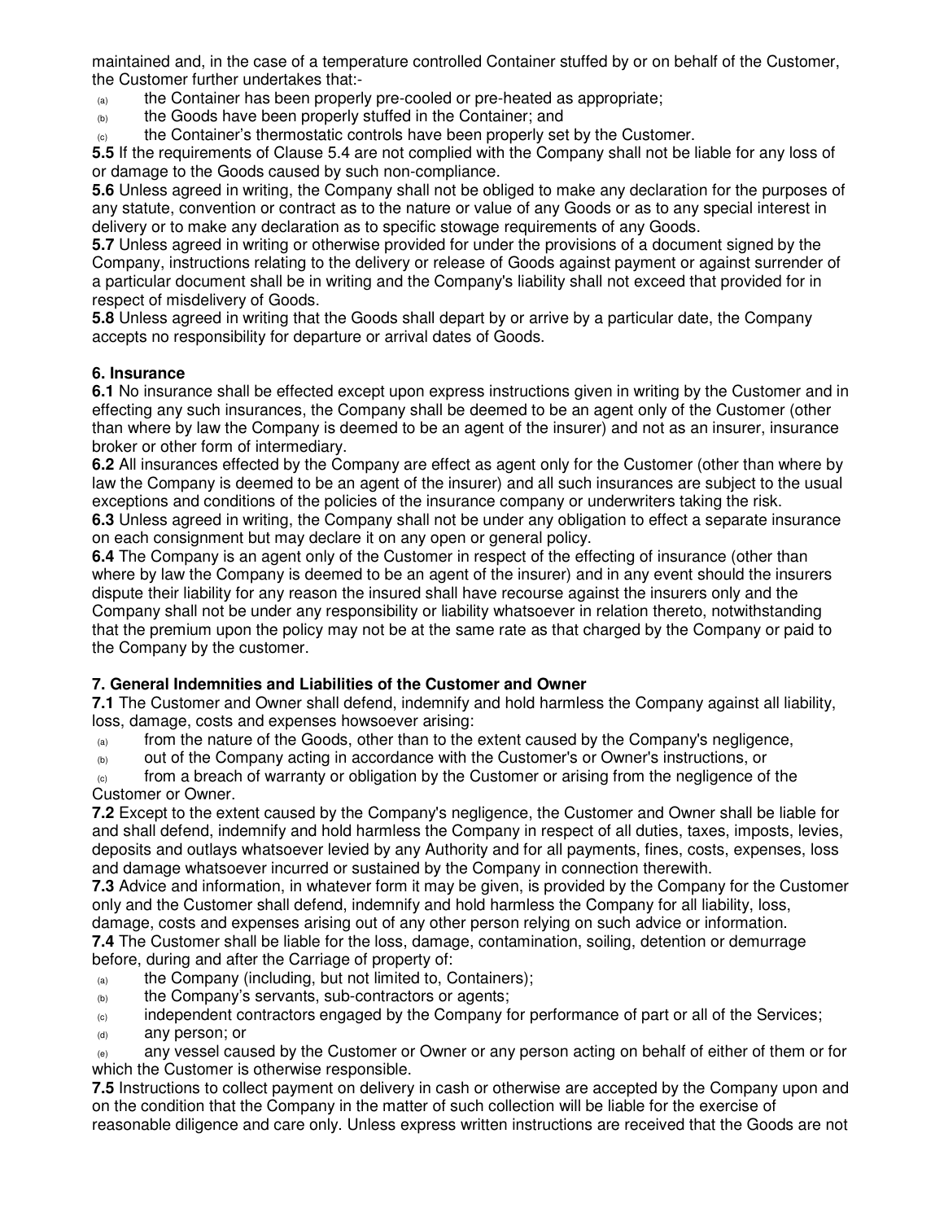maintained and, in the case of a temperature controlled Container stuffed by or on behalf of the Customer, the Customer further undertakes that:-

(a) the Container has been properly pre-cooled or pre-heated as appropriate;
(b) the Goods have been properly stuffed in the Container; and
(c) the Container's thermostatic controls have been properly set by the Customer.

**5.5** If the requirements of Clause 5.4 are not complied with the Company shall not be liable for any loss of or damage to the Goods caused by such non-compliance.

**5.6** Unless agreed in writing, the Company shall not be obliged to make any declaration for the purposes of any statute, convention or contract as to the nature or value of any Goods or as to any special interest in delivery or to make any declaration as to specific stowage requirements of any Goods.

**5.7** Unless agreed in writing or otherwise provided for under the provisions of a document signed by the Company, instructions relating to the delivery or release of Goods against payment or against surrender of a particular document shall be in writing and the Company's liability shall not exceed that provided for in respect of misdelivery of Goods.

**5.8** Unless agreed in writing that the Goods shall depart by or arrive by a particular date, the Company accepts no responsibility for departure or arrival dates of Goods.

## 6. Insurance

**6.1** No insurance shall be effected except upon express instructions given in writing by the Customer and in effecting any such insurances, the Company shall be deemed to be an agent only of the Customer (other than where by law the Company is deemed to be an agent of the insurer) and not as an insurer, insurance broker or other form of intermediary.

**6.2** All insurances effected by the Company are effect as agent only for the Customer (other than where by law the Company is deemed to be an agent of the insurer) and all such insurances are subject to the usual exceptions and conditions of the policies of the insurance company or underwriters taking the risk.

**6.3** Unless agreed in writing, the Company shall not be under any obligation to effect a separate insurance on each consignment but may declare it on any open or general policy.

**6.4** The Company is an agent only of the Customer in respect of the effecting of insurance (other than where by law the Company is deemed to be an agent of the insurer) and in any event should the insurers dispute their liability for any reason the insured shall have recourse against the insurers only and the Company shall not be under any responsibility or liability whatsoever in relation thereto, notwithstanding that the premium upon the policy may not be at the same rate as that charged by the Company or paid to the Company by the customer.

## 7. General Indemnities and Liabilities of the Customer and Owner

**7.1** The Customer and Owner shall defend, indemnify and hold harmless the Company against all liability, loss, damage, costs and expenses howsoever arising:

(a) from the nature of the Goods, other than to the extent caused by the Company's negligence,
(b) out of the Company acting in accordance with the Customer's or Owner's instructions, or
(c) from a breach of warranty or obligation by the Customer or arising from the negligence of the Customer or Owner.

**7.2** Except to the extent caused by the Company's negligence, the Customer and Owner shall be liable for and shall defend, indemnify and hold harmless the Company in respect of all duties, taxes, imposts, levies, deposits and outlays whatsoever levied by any Authority and for all payments, fines, costs, expenses, loss and damage whatsoever incurred or sustained by the Company in connection therewith.

**7.3** Advice and information, in whatever form it may be given, is provided by the Company for the Customer only and the Customer shall defend, indemnify and hold harmless the Company for all liability, loss, damage, costs and expenses arising out of any other person relying on such advice or information.

**7.4** The Customer shall be liable for the loss, damage, contamination, soiling, detention or demurrage before, during and after the Carriage of property of:

(a) the Company (including, but not limited to, Containers);
(b) the Company's servants, sub-contractors or agents;
(c) independent contractors engaged by the Company for performance of part or all of the Services;
(d) any person; or
(e) any vessel caused by the Customer or Owner or any person acting on behalf of either of them or for which the Customer is otherwise responsible.

**7.5** Instructions to collect payment on delivery in cash or otherwise are accepted by the Company upon and on the condition that the Company in the matter of such collection will be liable for the exercise of reasonable diligence and care only. Unless express written instructions are received that the Goods are not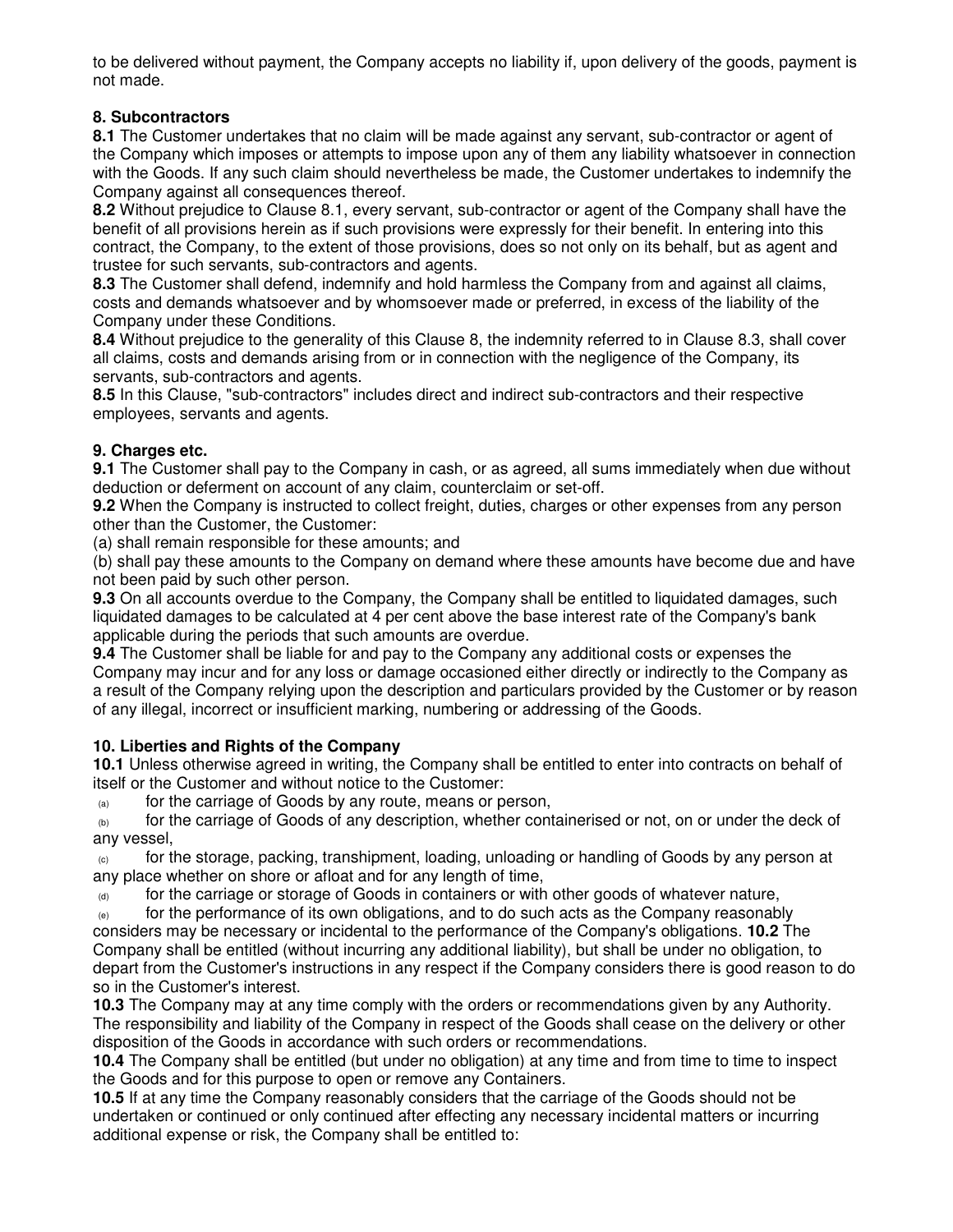to be delivered without payment, the Company accepts no liability if, upon delivery of the goods, payment is not made.

## 8. Subcontractors

**8.1** The Customer undertakes that no claim will be made against any servant, sub-contractor or agent of the Company which imposes or attempts to impose upon any of them any liability whatsoever in connection with the Goods. If any such claim should nevertheless be made, the Customer undertakes to indemnify the Company against all consequences thereof.

**8.2** Without prejudice to Clause 8.1, every servant, sub-contractor or agent of the Company shall have the benefit of all provisions herein as if such provisions were expressly for their benefit. In entering into this contract, the Company, to the extent of those provisions, does so not only on its behalf, but as agent and trustee for such servants, sub-contractors and agents.

**8.3** The Customer shall defend, indemnify and hold harmless the Company from and against all claims, costs and demands whatsoever and by whomsoever made or preferred, in excess of the liability of the Company under these Conditions.

**8.4** Without prejudice to the generality of this Clause 8, the indemnity referred to in Clause 8.3, shall cover all claims, costs and demands arising from or in connection with the negligence of the Company, its servants, sub-contractors and agents.

**8.5** In this Clause, "sub-contractors" includes direct and indirect sub-contractors and their respective employees, servants and agents.

## 9. Charges etc.

**9.1** The Customer shall pay to the Company in cash, or as agreed, all sums immediately when due without deduction or deferment on account of any claim, counterclaim or set-off.

**9.2** When the Company is instructed to collect freight, duties, charges or other expenses from any person other than the Customer, the Customer:

(a) shall remain responsible for these amounts; and

(b) shall pay these amounts to the Company on demand where these amounts have become due and have not been paid by such other person.

**9.3** On all accounts overdue to the Company, the Company shall be entitled to liquidated damages, such liquidated damages to be calculated at 4 per cent above the base interest rate of the Company's bank applicable during the periods that such amounts are overdue.

**9.4** The Customer shall be liable for and pay to the Company any additional costs or expenses the Company may incur and for any loss or damage occasioned either directly or indirectly to the Company as a result of the Company relying upon the description and particulars provided by the Customer or by reason of any illegal, incorrect or insufficient marking, numbering or addressing of the Goods.

## 10. Liberties and Rights of the Company

**10.1** Unless otherwise agreed in writing, the Company shall be entitled to enter into contracts on behalf of itself or the Customer and without notice to the Customer:

(a) for the carriage of Goods by any route, means or person,

(b) for the carriage of Goods of any description, whether containerised or not, on or under the deck of any vessel,

(c) for the storage, packing, transhipment, loading, unloading or handling of Goods by any person at any place whether on shore or afloat and for any length of time,

(d) for the carriage or storage of Goods in containers or with other goods of whatever nature,

(e) for the performance of its own obligations, and to do such acts as the Company reasonably considers may be necessary or incidental to the performance of the Company's obligations.

**10.2** The Company shall be entitled (without incurring any additional liability), but shall be under no obligation, to depart from the Customer's instructions in any respect if the Company considers there is good reason to do so in the Customer's interest.

**10.3** The Company may at any time comply with the orders or recommendations given by any Authority. The responsibility and liability of the Company in respect of the Goods shall cease on the delivery or other disposition of the Goods in accordance with such orders or recommendations.

**10.4** The Company shall be entitled (but under no obligation) at any time and from time to time to inspect the Goods and for this purpose to open or remove any Containers.

**10.5** If at any time the Company reasonably considers that the carriage of the Goods should not be undertaken or continued or only continued after effecting any necessary incidental matters or incurring additional expense or risk, the Company shall be entitled to: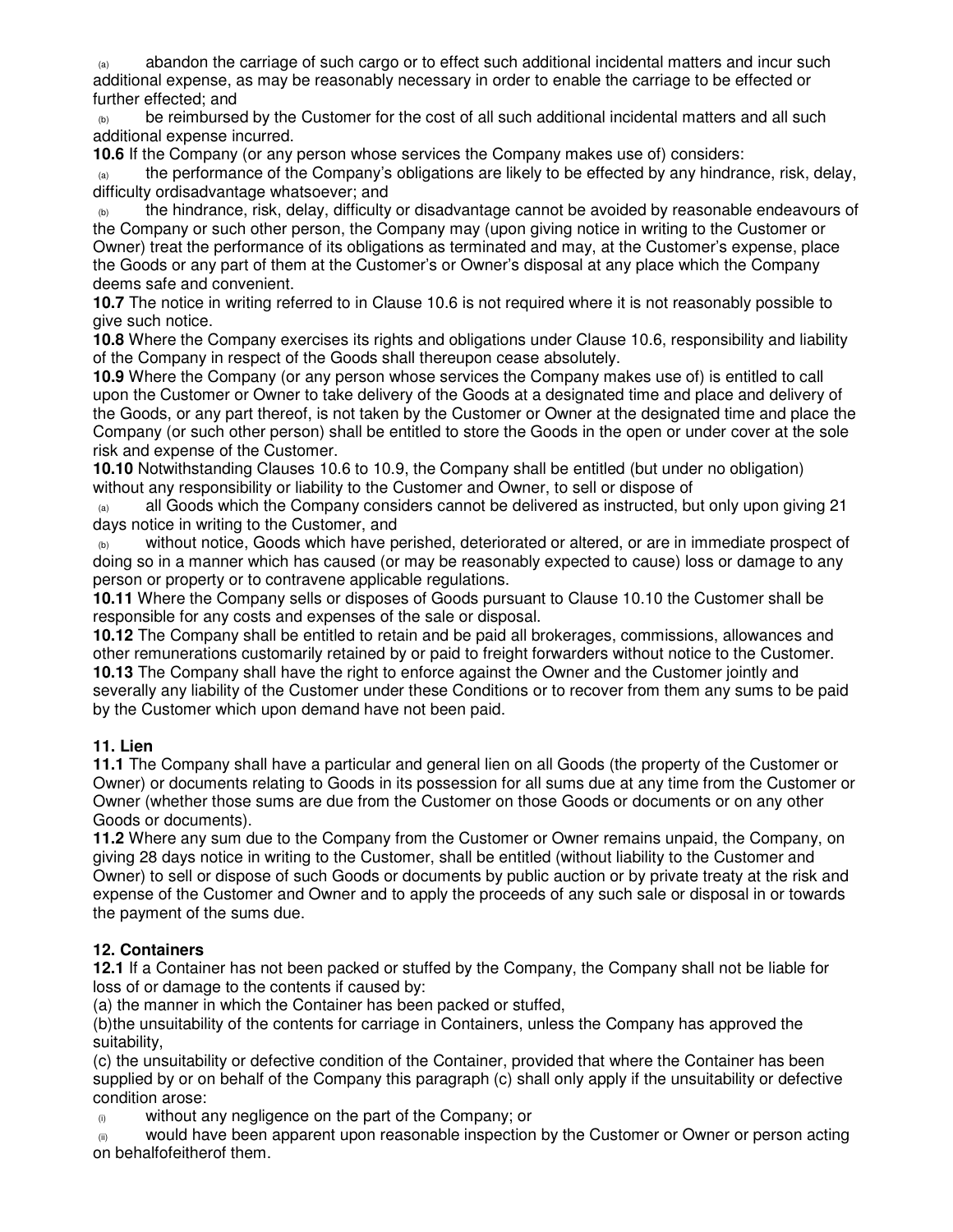(a) abandon the carriage of such cargo or to effect such additional incidental matters and incur such additional expense, as may be reasonably necessary in order to enable the carriage to be effected or further effected; and

(b) be reimbursed by the Customer for the cost of all such additional incidental matters and all such additional expense incurred.

**10.6** If the Company (or any person whose services the Company makes use of) considers:

(a) the performance of the Company's obligations are likely to be effected by any hindrance, risk, delay, difficulty ordisadvantage whatsoever; and

(b) the hindrance, risk, delay, difficulty or disadvantage cannot be avoided by reasonable endeavours of the Company or such other person, the Company may (upon giving notice in writing to the Customer or Owner) treat the performance of its obligations as terminated and may, at the Customer's expense, place the Goods or any part of them at the Customer's or Owner's disposal at any place which the Company deems safe and convenient.

**10.7** The notice in writing referred to in Clause 10.6 is not required where it is not reasonably possible to give such notice.

**10.8** Where the Company exercises its rights and obligations under Clause 10.6, responsibility and liability of the Company in respect of the Goods shall thereupon cease absolutely.

**10.9** Where the Company (or any person whose services the Company makes use of) is entitled to call upon the Customer or Owner to take delivery of the Goods at a designated time and place and delivery of the Goods, or any part thereof, is not taken by the Customer or Owner at the designated time and place the Company (or such other person) shall be entitled to store the Goods in the open or under cover at the sole risk and expense of the Customer.

**10.10** Notwithstanding Clauses 10.6 to 10.9, the Company shall be entitled (but under no obligation) without any responsibility or liability to the Customer and Owner, to sell or dispose of

(a) all Goods which the Company considers cannot be delivered as instructed, but only upon giving 21 days notice in writing to the Customer, and

(b) without notice, Goods which have perished, deteriorated or altered, or are in immediate prospect of doing so in a manner which has caused (or may be reasonably expected to cause) loss or damage to any person or property or to contravene applicable regulations.

**10.11** Where the Company sells or disposes of Goods pursuant to Clause 10.10 the Customer shall be responsible for any costs and expenses of the sale or disposal.

**10.12** The Company shall be entitled to retain and be paid all brokerages, commissions, allowances and other remunerations customarily retained by or paid to freight forwarders without notice to the Customer.

**10.13** The Company shall have the right to enforce against the Owner and the Customer jointly and severally any liability of the Customer under these Conditions or to recover from them any sums to be paid by the Customer which upon demand have not been paid.

## 11. Lien

**11.1** The Company shall have a particular and general lien on all Goods (the property of the Customer or Owner) or documents relating to Goods in its possession for all sums due at any time from the Customer or Owner (whether those sums are due from the Customer on those Goods or documents or on any other Goods or documents).

**11.2** Where any sum due to the Company from the Customer or Owner remains unpaid, the Company, on giving 28 days notice in writing to the Customer, shall be entitled (without liability to the Customer and Owner) to sell or dispose of such Goods or documents by public auction or by private treaty at the risk and expense of the Customer and Owner and to apply the proceeds of any such sale or disposal in or towards the payment of the sums due.

## 12. Containers

**12.1** If a Container has not been packed or stuffed by the Company, the Company shall not be liable for loss of or damage to the contents if caused by:

(a) the manner in which the Container has been packed or stuffed,

(b)the unsuitability of the contents for carriage in Containers, unless the Company has approved the suitability,

(c) the unsuitability or defective condition of the Container, provided that where the Container has been supplied by or on behalf of the Company this paragraph (c) shall only apply if the unsuitability or defective condition arose:

(i) without any negligence on the part of the Company; or

(ii) would have been apparent upon reasonable inspection by the Customer or Owner or person acting on behalfofeitherof them.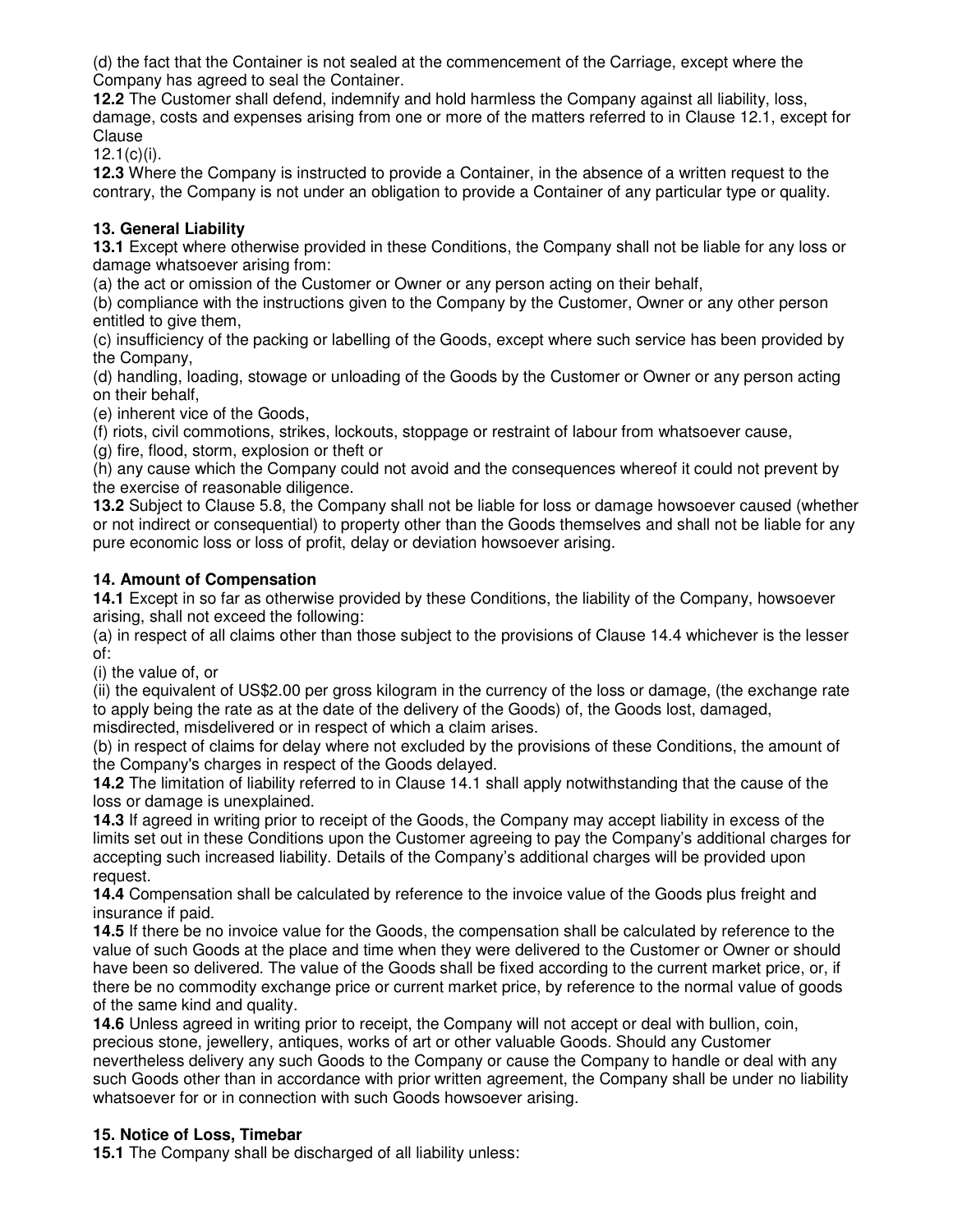(d) the fact that the Container is not sealed at the commencement of the Carriage, except where the Company has agreed to seal the Container.

**12.2** The Customer shall defend, indemnify and hold harmless the Company against all liability, loss, damage, costs and expenses arising from one or more of the matters referred to in Clause 12.1, except for Clause 12.1(c)(i).

**12.3** Where the Company is instructed to provide a Container, in the absence of a written request to the contrary, the Company is not under an obligation to provide a Container of any particular type or quality.

### 13. General Liability

**13.1** Except where otherwise provided in these Conditions, the Company shall not be liable for any loss or damage whatsoever arising from:

(a) the act or omission of the Customer or Owner or any person acting on their behalf,

(b) compliance with the instructions given to the Company by the Customer, Owner or any other person entitled to give them,

(c) insufficiency of the packing or labelling of the Goods, except where such service has been provided by the Company,

(d) handling, loading, stowage or unloading of the Goods by the Customer or Owner or any person acting on their behalf,

(e) inherent vice of the Goods,

(f) riots, civil commotions, strikes, lockouts, stoppage or restraint of labour from whatsoever cause,

(g) fire, flood, storm, explosion or theft or

(h) any cause which the Company could not avoid and the consequences whereof it could not prevent by the exercise of reasonable diligence.

**13.2** Subject to Clause 5.8, the Company shall not be liable for loss or damage howsoever caused (whether or not indirect or consequential) to property other than the Goods themselves and shall not be liable for any pure economic loss or loss of profit, delay or deviation howsoever arising.

### 14. Amount of Compensation

**14.1** Except in so far as otherwise provided by these Conditions, the liability of the Company, howsoever arising, shall not exceed the following:

(a) in respect of all claims other than those subject to the provisions of Clause 14.4 whichever is the lesser of:

(i) the value of, or

(ii) the equivalent of US$2.00 per gross kilogram in the currency of the loss or damage, (the exchange rate to apply being the rate as at the date of the delivery of the Goods) of, the Goods lost, damaged, misdirected, misdelivered or in respect of which a claim arises.

(b) in respect of claims for delay where not excluded by the provisions of these Conditions, the amount of the Company's charges in respect of the Goods delayed.

**14.2** The limitation of liability referred to in Clause 14.1 shall apply notwithstanding that the cause of the loss or damage is unexplained.

**14.3** If agreed in writing prior to receipt of the Goods, the Company may accept liability in excess of the limits set out in these Conditions upon the Customer agreeing to pay the Company's additional charges for accepting such increased liability. Details of the Company's additional charges will be provided upon request.

**14.4** Compensation shall be calculated by reference to the invoice value of the Goods plus freight and insurance if paid.

**14.5** If there be no invoice value for the Goods, the compensation shall be calculated by reference to the value of such Goods at the place and time when they were delivered to the Customer or Owner or should have been so delivered. The value of the Goods shall be fixed according to the current market price, or, if there be no commodity exchange price or current market price, by reference to the normal value of goods of the same kind and quality.

**14.6** Unless agreed in writing prior to receipt, the Company will not accept or deal with bullion, coin, precious stone, jewellery, antiques, works of art or other valuable Goods. Should any Customer nevertheless delivery any such Goods to the Company or cause the Company to handle or deal with any such Goods other than in accordance with prior written agreement, the Company shall be under no liability whatsoever for or in connection with such Goods howsoever arising.

### 15. Notice of Loss, Timebar

**15.1** The Company shall be discharged of all liability unless: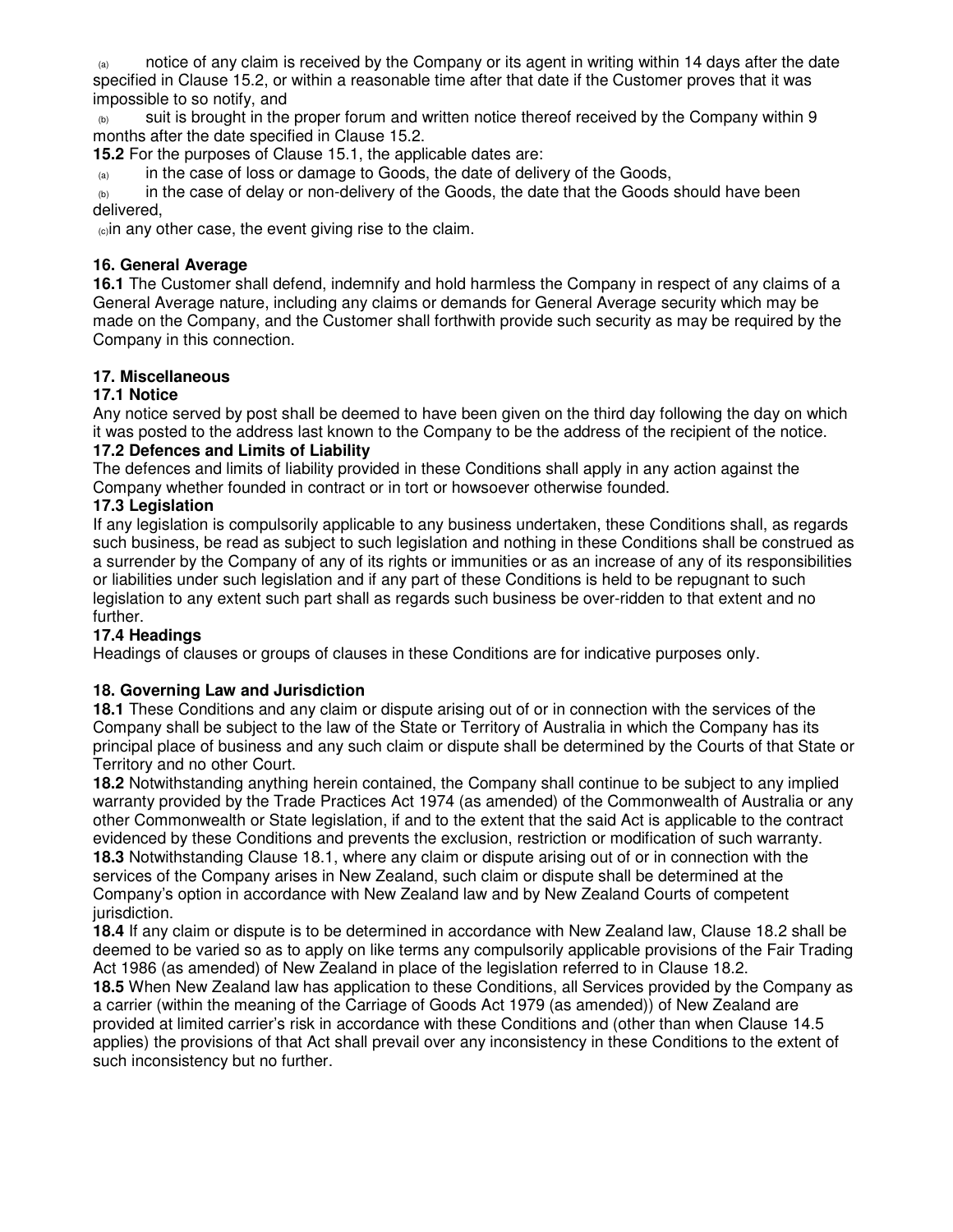(a) notice of any claim is received by the Company or its agent in writing within 14 days after the date specified in Clause 15.2, or within a reasonable time after that date if the Customer proves that it was impossible to so notify, and

(b) suit is brought in the proper forum and written notice thereof received by the Company within 9 months after the date specified in Clause 15.2.

**15.2** For the purposes of Clause 15.1, the applicable dates are:

(a) in the case of loss or damage to Goods, the date of delivery of the Goods,

(b) in the case of delay or non-delivery of the Goods, the date that the Goods should have been delivered,

(c) in any other case, the event giving rise to the claim.

### 16. General Average

**16.1** The Customer shall defend, indemnify and hold harmless the Company in respect of any claims of a General Average nature, including any claims or demands for General Average security which may be made on the Company, and the Customer shall forthwith provide such security as may be required by the Company in this connection.

### 17. Miscellaneous

#### 17.1 Notice

Any notice served by post shall be deemed to have been given on the third day following the day on which it was posted to the address last known to the Company to be the address of the recipient of the notice.

#### 17.2 Defences and Limits of Liability

The defences and limits of liability provided in these Conditions shall apply in any action against the Company whether founded in contract or in tort or howsoever otherwise founded.

#### 17.3 Legislation

If any legislation is compulsorily applicable to any business undertaken, these Conditions shall, as regards such business, be read as subject to such legislation and nothing in these Conditions shall be construed as a surrender by the Company of any of its rights or immunities or as an increase of any of its responsibilities or liabilities under such legislation and if any part of these Conditions is held to be repugnant to such legislation to any extent such part shall as regards such business be over-ridden to that extent and no further.

#### 17.4 Headings

Headings of clauses or groups of clauses in these Conditions are for indicative purposes only.

### 18. Governing Law and Jurisdiction

**18.1** These Conditions and any claim or dispute arising out of or in connection with the services of the Company shall be subject to the law of the State or Territory of Australia in which the Company has its principal place of business and any such claim or dispute shall be determined by the Courts of that State or Territory and no other Court.

**18.2** Notwithstanding anything herein contained, the Company shall continue to be subject to any implied warranty provided by the Trade Practices Act 1974 (as amended) of the Commonwealth of Australia or any other Commonwealth or State legislation, if and to the extent that the said Act is applicable to the contract evidenced by these Conditions and prevents the exclusion, restriction or modification of such warranty.

**18.3** Notwithstanding Clause 18.1, where any claim or dispute arising out of or in connection with the services of the Company arises in New Zealand, such claim or dispute shall be determined at the Company's option in accordance with New Zealand law and by New Zealand Courts of competent jurisdiction.

**18.4** If any claim or dispute is to be determined in accordance with New Zealand law, Clause 18.2 shall be deemed to be varied so as to apply on like terms any compulsorily applicable provisions of the Fair Trading Act 1986 (as amended) of New Zealand in place of the legislation referred to in Clause 18.2.

**18.5** When New Zealand law has application to these Conditions, all Services provided by the Company as a carrier (within the meaning of the Carriage of Goods Act 1979 (as amended)) of New Zealand are provided at limited carrier's risk in accordance with these Conditions and (other than when Clause 14.5 applies) the provisions of that Act shall prevail over any inconsistency in these Conditions to the extent of such inconsistency but no further.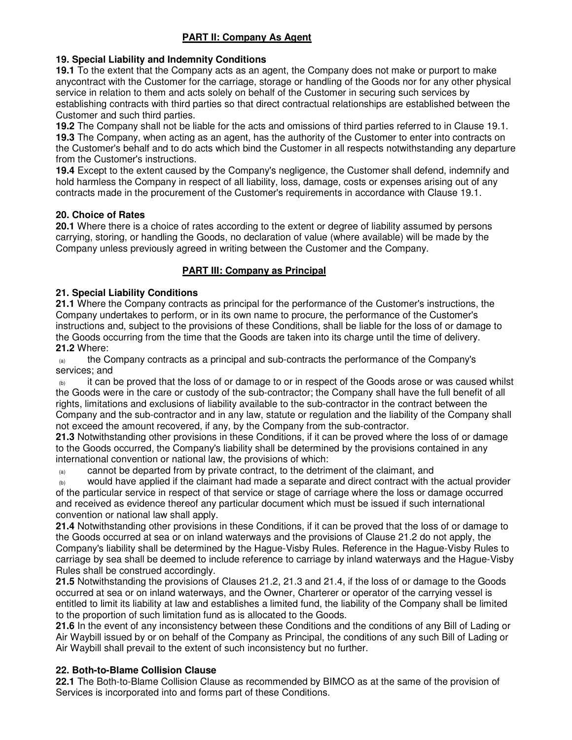## PART II: Company As Agent

### 19. Special Liability and Indemnity Conditions

**19.1** To the extent that the Company acts as an agent, the Company does not make or purport to make anycontract with the Customer for the carriage, storage or handling of the Goods nor for any other physical service in relation to them and acts solely on behalf of the Customer in securing such services by establishing contracts with third parties so that direct contractual relationships are established between the Customer and such third parties.

**19.2** The Company shall not be liable for the acts and omissions of third parties referred to in Clause 19.1.

**19.3** The Company, when acting as an agent, has the authority of the Customer to enter into contracts on the Customer's behalf and to do acts which bind the Customer in all respects notwithstanding any departure from the Customer's instructions.

**19.4** Except to the extent caused by the Company's negligence, the Customer shall defend, indemnify and hold harmless the Company in respect of all liability, loss, damage, costs or expenses arising out of any contracts made in the procurement of the Customer's requirements in accordance with Clause 19.1.

### 20. Choice of Rates

**20.1** Where there is a choice of rates according to the extent or degree of liability assumed by persons carrying, storing, or handling the Goods, no declaration of value (where available) will be made by the Company unless previously agreed in writing between the Customer and the Company.

## PART III: Company as Principal

### 21. Special Liability Conditions

**21.1** Where the Company contracts as principal for the performance of the Customer's instructions, the Company undertakes to perform, or in its own name to procure, the performance of the Customer's instructions and, subject to the provisions of these Conditions, shall be liable for the loss of or damage to the Goods occurring from the time that the Goods are taken into its charge until the time of delivery.

**21.2** Where:

(a) the Company contracts as a principal and sub-contracts the performance of the Company's services; and

(b) it can be proved that the loss of or damage to or in respect of the Goods arose or was caused whilst the Goods were in the care or custody of the sub-contractor; the Company shall have the full benefit of all rights, limitations and exclusions of liability available to the sub-contractor in the contract between the Company and the sub-contractor and in any law, statute or regulation and the liability of the Company shall not exceed the amount recovered, if any, by the Company from the sub-contractor.

**21.3** Notwithstanding other provisions in these Conditions, if it can be proved where the loss of or damage to the Goods occurred, the Company's liability shall be determined by the provisions contained in any international convention or national law, the provisions of which:

(a) cannot be departed from by private contract, to the detriment of the claimant, and

(b) would have applied if the claimant had made a separate and direct contract with the actual provider of the particular service in respect of that service or stage of carriage where the loss or damage occurred and received as evidence thereof any particular document which must be issued if such international convention or national law shall apply.

**21.4** Notwithstanding other provisions in these Conditions, if it can be proved that the loss of or damage to the Goods occurred at sea or on inland waterways and the provisions of Clause 21.2 do not apply, the Company's liability shall be determined by the Hague-Visby Rules. Reference in the Hague-Visby Rules to carriage by sea shall be deemed to include reference to carriage by inland waterways and the Hague-Visby Rules shall be construed accordingly.

**21.5** Notwithstanding the provisions of Clauses 21.2, 21.3 and 21.4, if the loss of or damage to the Goods occurred at sea or on inland waterways, and the Owner, Charterer or operator of the carrying vessel is entitled to limit its liability at law and establishes a limited fund, the liability of the Company shall be limited to the proportion of such limitation fund as is allocated to the Goods.

**21.6** In the event of any inconsistency between these Conditions and the conditions of any Bill of Lading or Air Waybill issued by or on behalf of the Company as Principal, the conditions of any such Bill of Lading or Air Waybill shall prevail to the extent of such inconsistency but no further.

### 22. Both-to-Blame Collision Clause

**22.1** The Both-to-Blame Collision Clause as recommended by BIMCO as at the same of the provision of Services is incorporated into and forms part of these Conditions.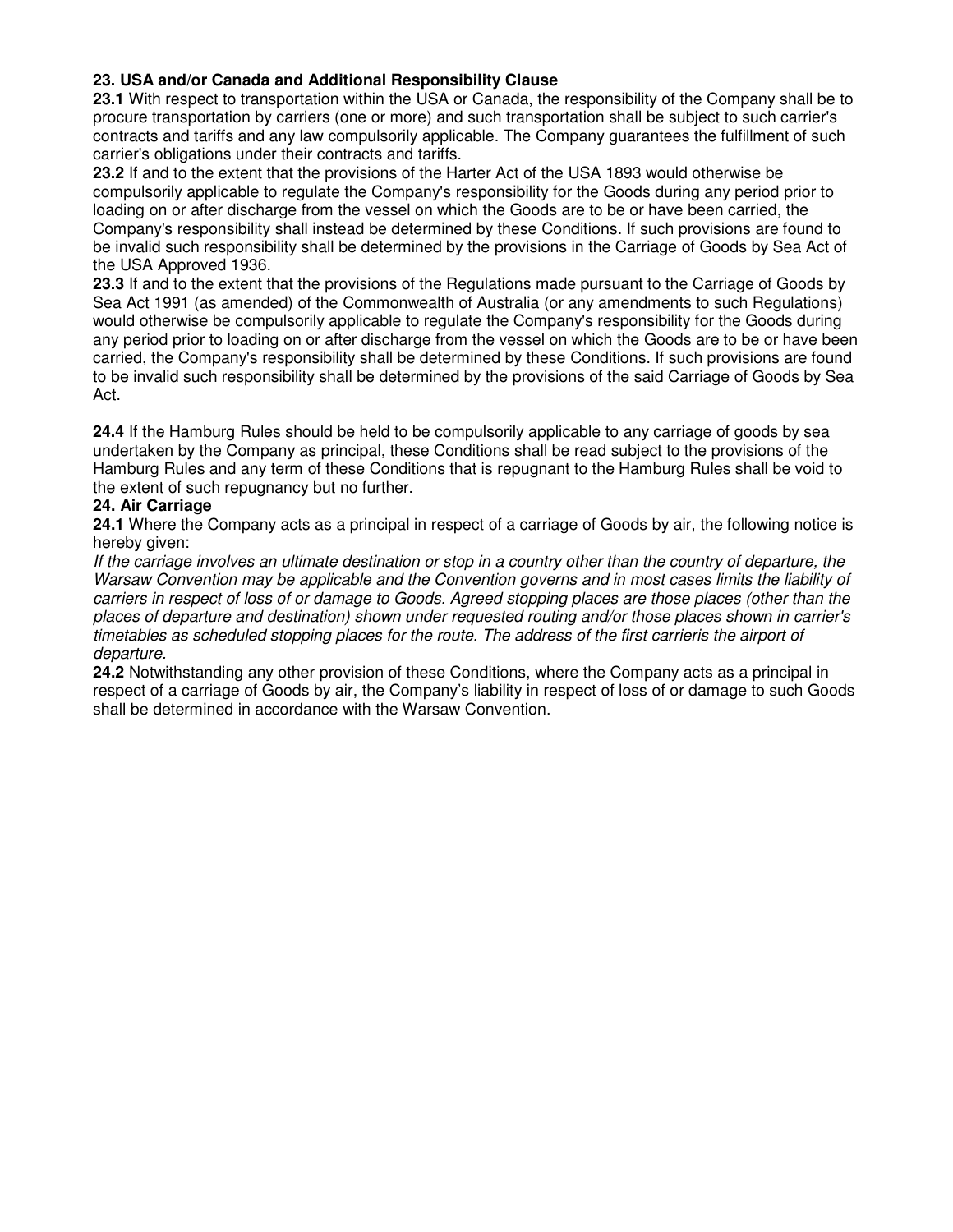**23. USA and/or Canada and Additional Responsibility Clause**

**23.1** With respect to transportation within the USA or Canada, the responsibility of the Company shall be to procure transportation by carriers (one or more) and such transportation shall be subject to such carrier's contracts and tariffs and any law compulsorily applicable. The Company guarantees the fulfillment of such carrier's obligations under their contracts and tariffs.

**23.2** If and to the extent that the provisions of the Harter Act of the USA 1893 would otherwise be compulsorily applicable to regulate the Company's responsibility for the Goods during any period prior to loading on or after discharge from the vessel on which the Goods are to be or have been carried, the Company's responsibility shall instead be determined by these Conditions. If such provisions are found to be invalid such responsibility shall be determined by the provisions in the Carriage of Goods by Sea Act of the USA Approved 1936.

**23.3** If and to the extent that the provisions of the Regulations made pursuant to the Carriage of Goods by Sea Act 1991 (as amended) of the Commonwealth of Australia (or any amendments to such Regulations) would otherwise be compulsorily applicable to regulate the Company's responsibility for the Goods during any period prior to loading on or after discharge from the vessel on which the Goods are to be or have been carried, the Company's responsibility shall be determined by these Conditions. If such provisions are found to be invalid such responsibility shall be determined by the provisions of the said Carriage of Goods by Sea Act.

**24.4** If the Hamburg Rules should be held to be compulsorily applicable to any carriage of goods by sea undertaken by the Company as principal, these Conditions shall be read subject to the provisions of the Hamburg Rules and any term of these Conditions that is repugnant to the Hamburg Rules shall be void to the extent of such repugnancy but no further.

**24. Air Carriage**

**24.1** Where the Company acts as a principal in respect of a carriage of Goods by air, the following notice is hereby given:

*If the carriage involves an ultimate destination or stop in a country other than the country of departure, the Warsaw Convention may be applicable and the Convention governs and in most cases limits the liability of carriers in respect of loss of or damage to Goods. Agreed stopping places are those places (other than the places of departure and destination) shown under requested routing and/or those places shown in carrier's timetables as scheduled stopping places for the route. The address of the first carrieris the airport of departure.*

**24.2** Notwithstanding any other provision of these Conditions, where the Company acts as a principal in respect of a carriage of Goods by air, the Company's liability in respect of loss of or damage to such Goods shall be determined in accordance with the Warsaw Convention.